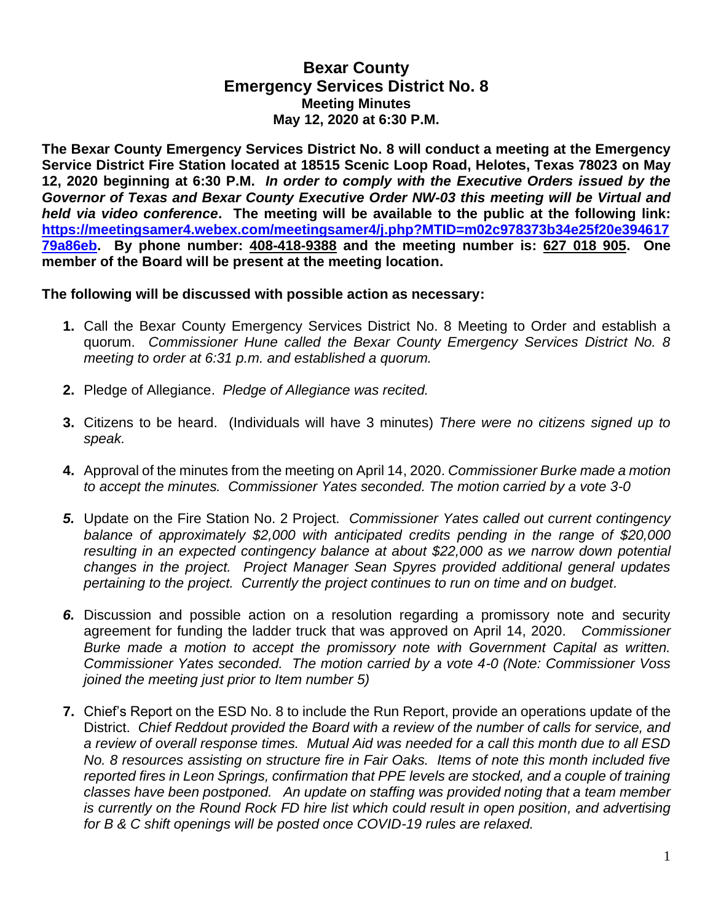# Bexar County
## Emergency Services District No. 8
### Meeting Minutes
### May 12, 2020 at 6:30 P.M.

**The Bexar County Emergency Services District No. 8 will conduct a meeting at the Emergency Service District Fire Station located at 18515 Scenic Loop Road, Helotes, Texas 78023 on May 12, 2020 beginning at 6:30 P.M.** ***In order to comply with the Executive Orders issued by the Governor of Texas and Bexar County Executive Order NW-03 this meeting will be Virtual and held via video conference*****. The meeting will be available to the public at the following link: [https://meetingsamer4.webex.com/meetingsamer4/j.php?MTID=m02c978373b34e25f20e39461779a86eb](https://meetingsamer4.webex.com/meetingsamer4/j.php?MTID=m02c978373b34e25f20e39461779a86eb). By phone number: 408-418-9388 and the meeting number is: 627 018 905. One member of the Board will be present at the meeting location.**

**The following will be discussed with possible action as necessary:**

1. Call the Bexar County Emergency Services District No. 8 Meeting to Order and establish a quorum. *Commissioner Hune called the Bexar County Emergency Services District No. 8 meeting to order at 6:31 p.m. and established a quorum.*

2. Pledge of Allegiance. *Pledge of Allegiance was recited.*

3. Citizens to be heard. (Individuals will have 3 minutes) *There were no citizens signed up to speak.*

4. Approval of the minutes from the meeting on April 14, 2020. *Commissioner Burke made a motion to accept the minutes. Commissioner Yates seconded. The motion carried by a vote 3-0*

5. Update on the Fire Station No. 2 Project. *Commissioner Yates called out current contingency balance of approximately $2,000 with anticipated credits pending in the range of $20,000 resulting in an expected contingency balance at about $22,000 as we narrow down potential changes in the project. Project Manager Sean Spyres provided additional general updates pertaining to the project. Currently the project continues to run on time and on budget.*

6. Discussion and possible action on a resolution regarding a promissory note and security agreement for funding the ladder truck that was approved on April 14, 2020. *Commissioner Burke made a motion to accept the promissory note with Government Capital as written. Commissioner Yates seconded. The motion carried by a vote 4-0 (Note: Commissioner Voss joined the meeting just prior to Item number 5)*

7. Chief's Report on the ESD No. 8 to include the Run Report, provide an operations update of the District. *Chief Reddout provided the Board with a review of the number of calls for service, and a review of overall response times. Mutual Aid was needed for a call this month due to all ESD No. 8 resources assisting on structure fire in Fair Oaks. Items of note this month included five reported fires in Leon Springs, confirmation that PPE levels are stocked, and a couple of training classes have been postponed. An update on staffing was provided noting that a team member is currently on the Round Rock FD hire list which could result in open position, and advertising for B & C shift openings will be posted once COVID-19 rules are relaxed.*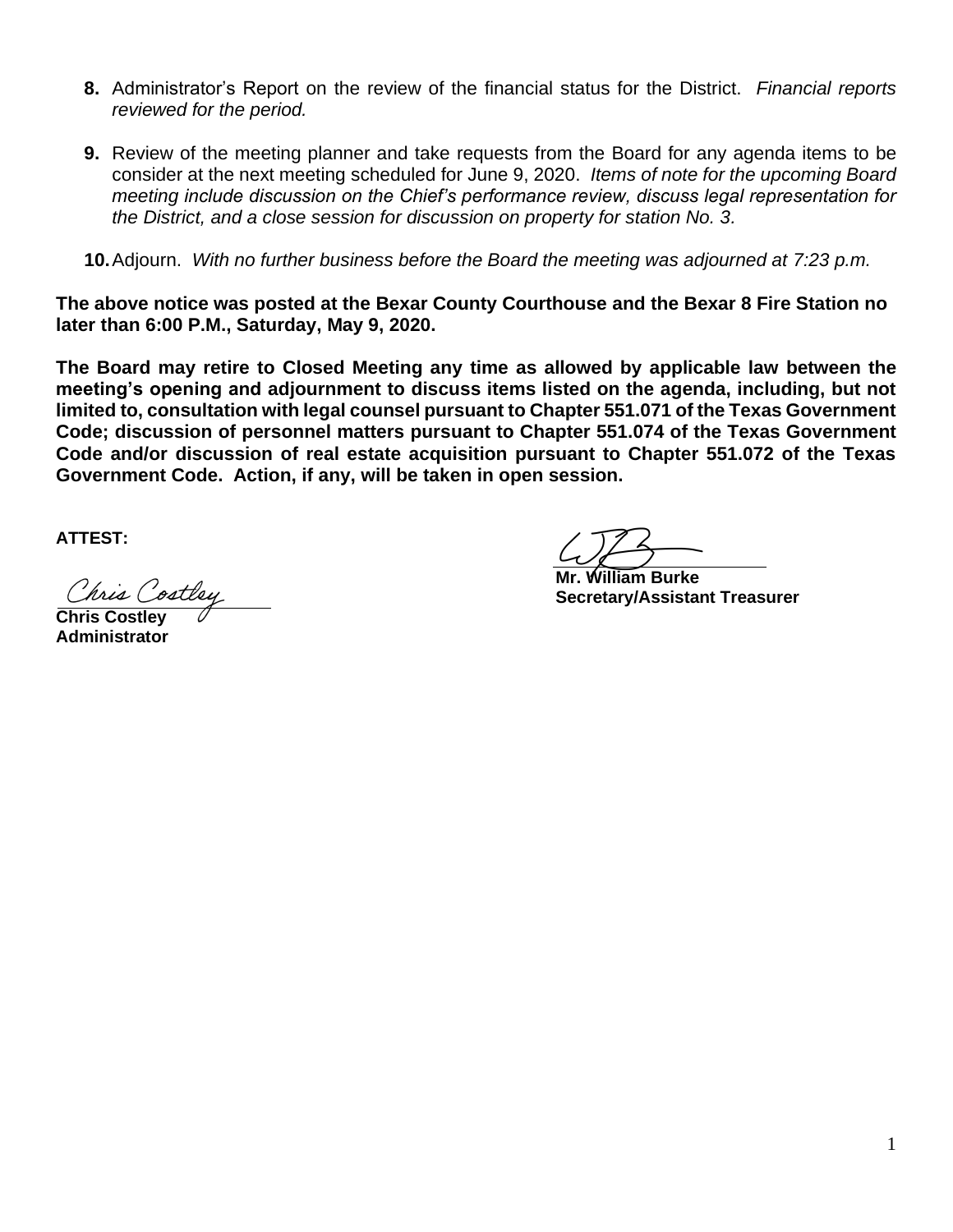8. Administrator's Report on the review of the financial status for the District. *Financial reports reviewed for the period.*

9. Review of the meeting planner and take requests from the Board for any agenda items to be consider at the next meeting scheduled for June 9, 2020. *Items of note for the upcoming Board meeting include discussion on the Chief's performance review, discuss legal representation for the District, and a close session for discussion on property for station No. 3.*

10. Adjourn. *With no further business before the Board the meeting was adjourned at 7:23 p.m.*

**The above notice was posted at the Bexar County Courthouse and the Bexar 8 Fire Station no later than 6:00 P.M., Saturday, May 9, 2020.**

**The Board may retire to Closed Meeting any time as allowed by applicable law between the meeting's opening and adjournment to discuss items listed on the agenda, including, but not limited to, consultation with legal counsel pursuant to Chapter 551.071 of the Texas Government Code; discussion of personnel matters pursuant to Chapter 551.074 of the Texas Government Code and/or discussion of real estate acquisition pursuant to Chapter 551.072 of the Texas Government Code. Action, if any, will be taken in open session.**

**ATTEST:**

Chris Costley
**Chris Costley**
**Administrator**

**Mr. William Burke**
**Secretary/Assistant Treasurer**